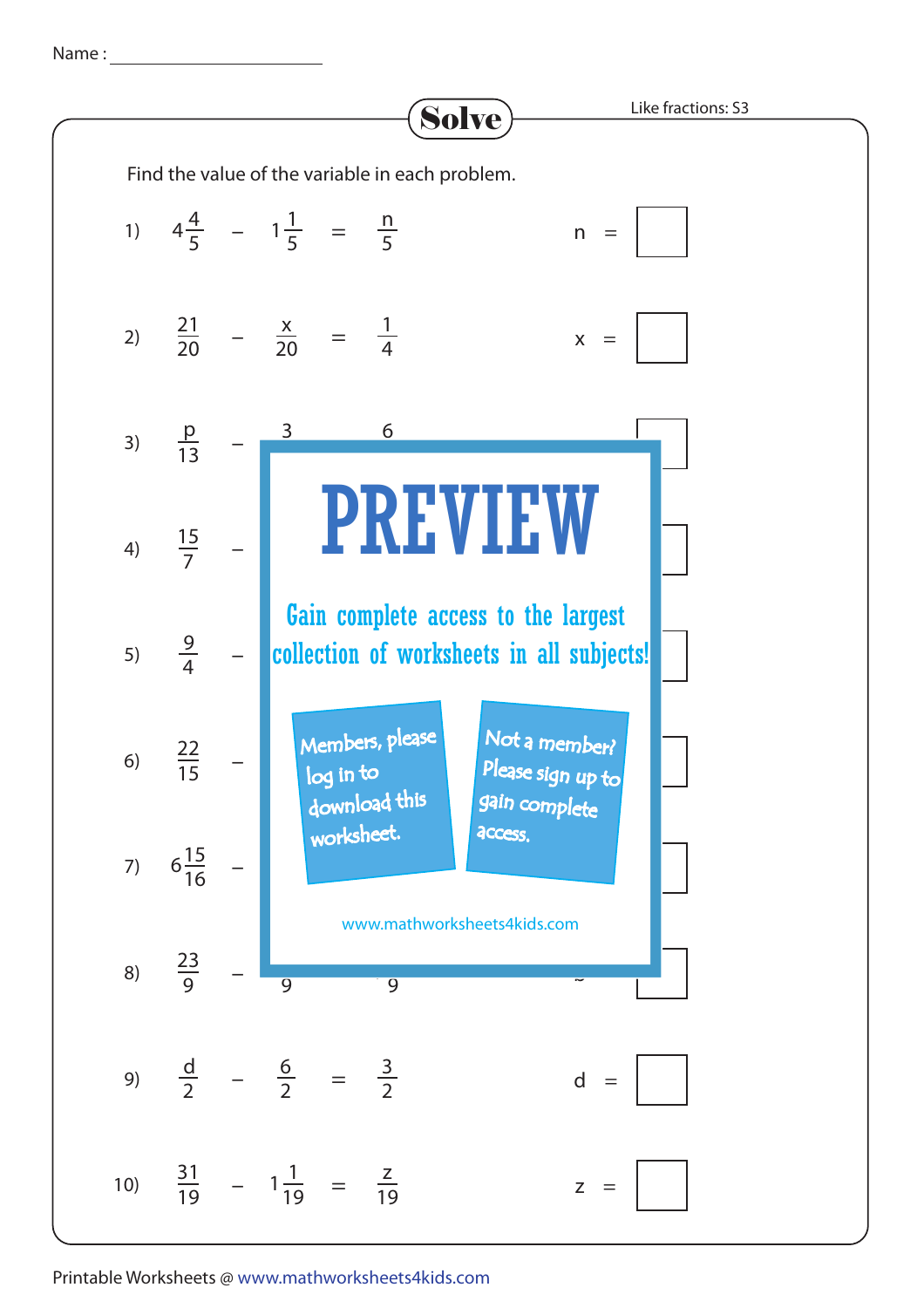Name : ______________________

# Solve

Like fractions: S3

Find the value of the variable in each problem.

1) $4\frac{4}{5} - 1\frac{1}{5} = \frac{n}{5}$ n = ☐

2) $\frac{21}{20} - \frac{x}{20} = \frac{1}{4}$ x = ☐

3) $\frac{p}{13} - \frac{3}{} \quad \frac{6}{}$ ☐

4) $\frac{15}{7} -$ ☐

5) $\frac{9}{4} -$ ☐

6) $\frac{22}{15} -$ ☐

7) $6\frac{15}{16} -$ ☐

8) $\frac{23}{9} - \frac{}{9} \quad \frac{}{9}$ ☐

9) $\frac{d}{2} - \frac{6}{2} = \frac{3}{2}$ d = ☐

10) $\frac{31}{19} - 1\frac{1}{19} = \frac{z}{19}$ z = ☐

**PREVIEW**

Gain complete access to the largest collection of worksheets in all subjects!

Members, please log in to download this worksheet.

Not a member? Please sign up to gain complete access.

www.mathworksheets4kids.com

Printable Worksheets @ www.mathworksheets4kids.com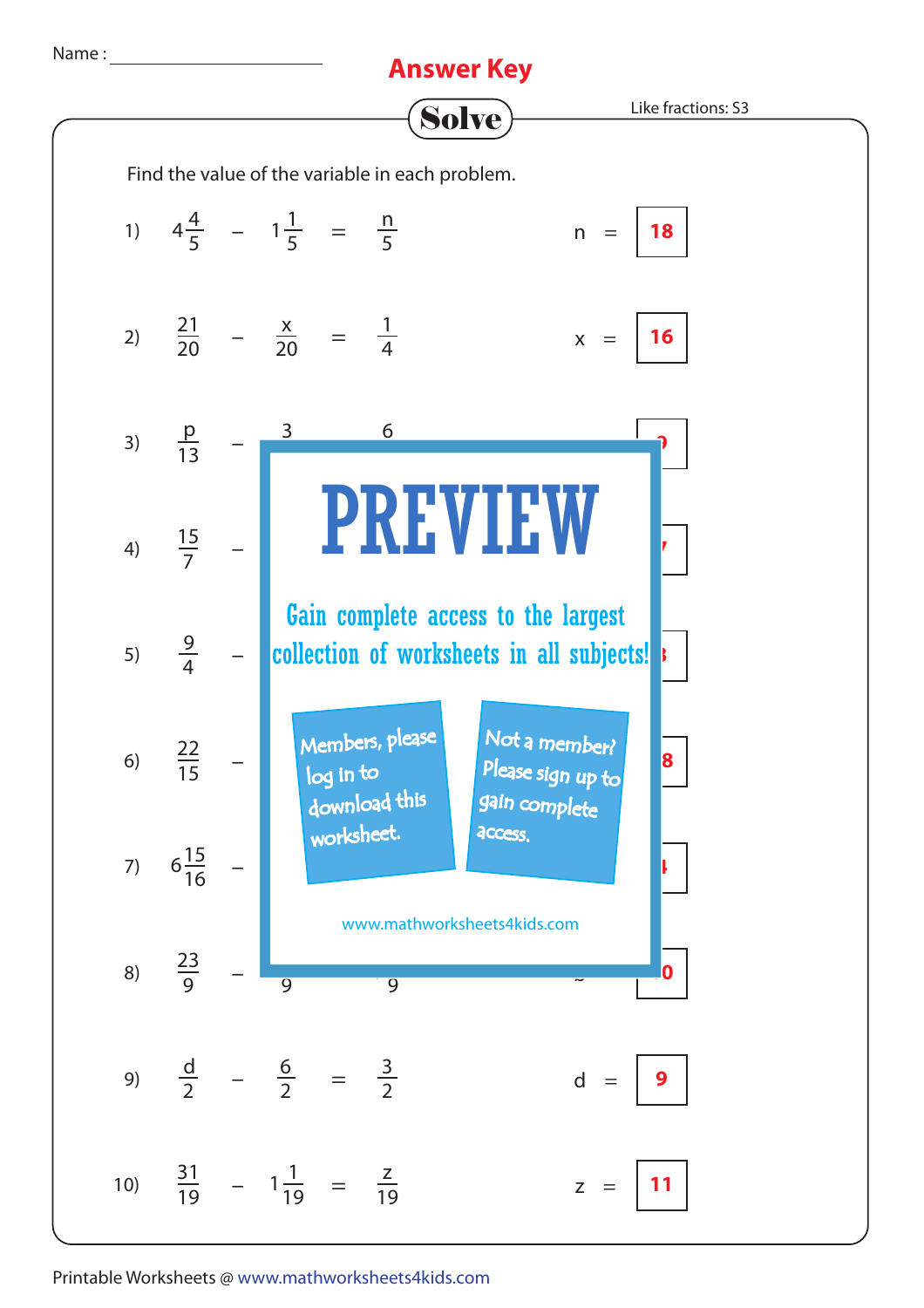Name : ____________________

# Answer Key

## Solve

Like fractions: S3

Find the value of the variable in each problem.

1) $4\frac{4}{5} - 1\frac{1}{5} = \frac{n}{5}$   n = **18**

2) $\frac{21}{20} - \frac{x}{20} = \frac{1}{4}$   x = **16**

3) $\frac{p}{13} - \frac{3}{\ } \ \ \frac{6}{\ }$

4) $\frac{15}{7} -$

5) $\frac{9}{4} -$

6) $\frac{22}{15} -$   **8**

7) $6\frac{15}{16} -$

8) $\frac{23}{9} - \frac{\ }{9} \ \ \frac{\ }{9}$

9) $\frac{d}{2} - \frac{6}{2} = \frac{3}{2}$   d = **9**

10) $\frac{31}{19} - 1\frac{1}{19} = \frac{z}{19}$   z = **11**

PREVIEW

Gain complete access to the largest collection of worksheets in all subjects!

Members, please log in to download this worksheet.

Not a member? Please sign up to gain complete access.

www.mathworksheets4kids.com

Printable Worksheets @ www.mathworksheets4kids.com